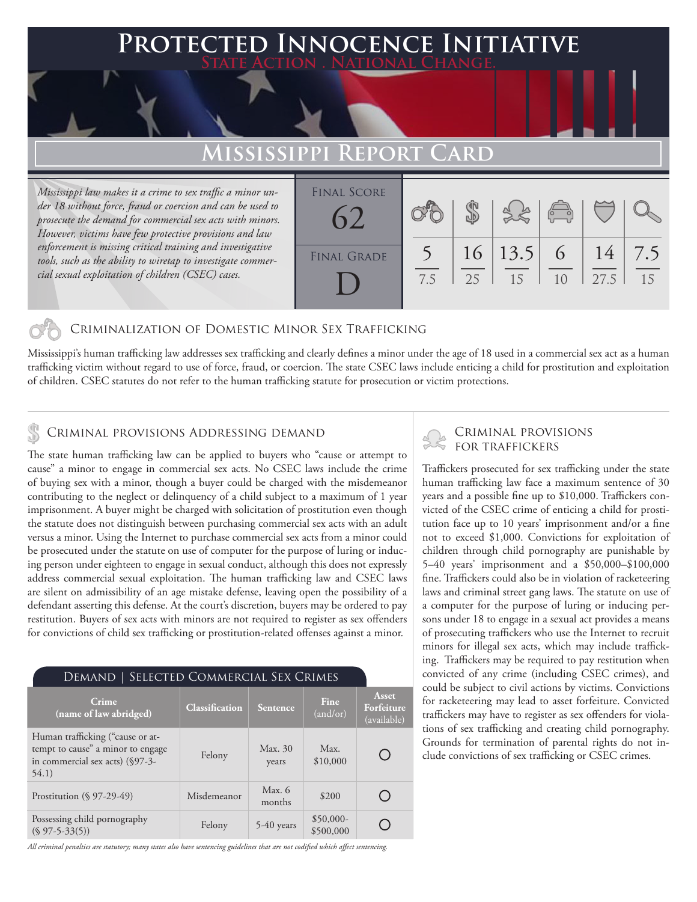# Protected Innocence Initiative

State Action . National Change.

## Mississippi Report Card

*Mississippi law makes it a crime to sex traffic a minor under 18 without force, fraud or coercion and can be used to prosecute the demand for commercial sex acts with minors. However, victims have few protective provisions and law enforcement is missing critical training and investigative tools, such as the ability to wiretap to investigate commercial sexual exploitation of children (CSEC) cases.*

Final Score: 62

Final Grade: D

| Criminalization of Domestic Minor Sex Trafficking | Criminal Provisions Addressing Demand | Criminal Provisions for Traffickers | Criminal Provisions for Facilitators | Protective Provisions for Child Victims | Criminal Justice Tools for Investigation and Prosecution |
|---|---|---|---|---|---|
| 5/7.5 | 16/25 | 13.5/15 | 6/10 | 14/27.5 | 7.5/15 |

### Criminalization of Domestic Minor Sex Trafficking

Mississippi's human trafficking law addresses sex trafficking and clearly defines a minor under the age of 18 used in a commercial sex act as a human trafficking victim without regard to use of force, fraud, or coercion. The state CSEC laws include enticing a child for prostitution and exploitation of children. CSEC statutes do not refer to the human trafficking statute for prosecution or victim protections.

### Criminal provisions Addressing demand

The state human trafficking law can be applied to buyers who "cause or attempt to cause" a minor to engage in commercial sex acts. No CSEC laws include the crime of buying sex with a minor, though a buyer could be charged with the misdemeanor contributing to the neglect or delinquency of a child subject to a maximum of 1 year imprisonment. A buyer might be charged with solicitation of prostitution even though the statute does not distinguish between purchasing commercial sex acts with an adult versus a minor. Using the Internet to purchase commercial sex acts from a minor could be prosecuted under the statute on use of computer for the purpose of luring or inducing person under eighteen to engage in sexual conduct, although this does not expressly address commercial sexual exploitation. The human trafficking law and CSEC laws are silent on admissibility of an age mistake defense, leaving open the possibility of a defendant asserting this defense. At the court's discretion, buyers may be ordered to pay restitution. Buyers of sex acts with minors are not required to register as sex offenders for convictions of child sex trafficking or prostitution-related offenses against a minor.

#### Demand | Selected Commercial Sex Crimes

| Crime (name of law abridged) | Classification | Sentence | Fine (and/or) | Asset Forfeiture (available) |
|---|---|---|---|---|
| Human trafficking ("cause or attempt to cause" a minor to engage in commercial sex acts) (§97-3-54.1) | Felony | Max. 30 years | Max. $10,000 | ○ |
| Prostitution (§ 97-29-49) | Misdemeanor | Max. 6 months | $200 | ○ |
| Possessing child pornography (§ 97-5-33(5)) | Felony | 5-40 years | $50,000-$500,000 | ○ |

*All criminal penalties are statutory; many states also have sentencing guidelines that are not codified which affect sentencing.*

### Criminal provisions for traffickers

Traffickers prosecuted for sex trafficking under the state human trafficking law face a maximum sentence of 30 years and a possible fine up to $10,000. Traffickers convicted of the CSEC crime of enticing a child for prostitution face up to 10 years' imprisonment and/or a fine not to exceed $1,000. Convictions for exploitation of children through child pornography are punishable by 5–40 years' imprisonment and a $50,000–$100,000 fine. Traffickers could also be in violation of racketeering laws and criminal street gang laws. The statute on use of a computer for the purpose of luring or inducing persons under 18 to engage in a sexual act provides a means of prosecuting traffickers who use the Internet to recruit minors for illegal sex acts, which may include trafficking. Traffickers may be required to pay restitution when convicted of any crime (including CSEC crimes), and could be subject to civil actions by victims. Convictions for racketeering may lead to asset forfeiture. Convicted traffickers may have to register as sex offenders for violations of sex trafficking and creating child pornography. Grounds for termination of parental rights do not include convictions of sex trafficking or CSEC crimes.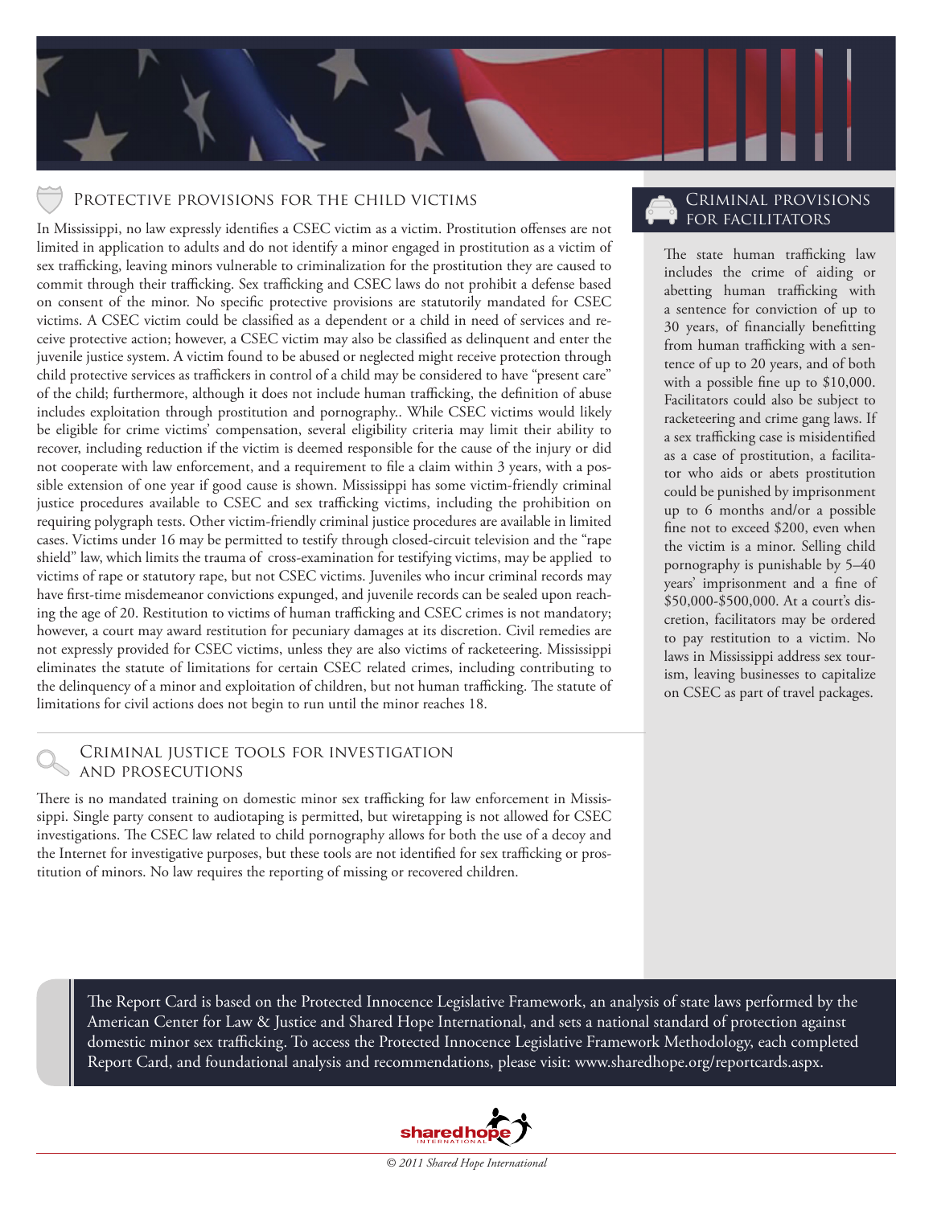## Protective provisions for the child victims

In Mississippi, no law expressly identifies a CSEC victim as a victim. Prostitution offenses are not limited in application to adults and do not identify a minor engaged in prostitution as a victim of sex trafficking, leaving minors vulnerable to criminalization for the prostitution they are caused to commit through their trafficking. Sex trafficking and CSEC laws do not prohibit a defense based on consent of the minor. No specific protective provisions are statutorily mandated for CSEC victims. A CSEC victim could be classified as a dependent or a child in need of services and receive protective action; however, a CSEC victim may also be classified as delinquent and enter the juvenile justice system. A victim found to be abused or neglected might receive protection through child protective services as traffickers in control of a child may be considered to have "present care" of the child; furthermore, although it does not include human trafficking, the definition of abuse includes exploitation through prostitution and pornography.. While CSEC victims would likely be eligible for crime victims' compensation, several eligibility criteria may limit their ability to recover, including reduction if the victim is deemed responsible for the cause of the injury or did not cooperate with law enforcement, and a requirement to file a claim within 3 years, with a possible extension of one year if good cause is shown. Mississippi has some victim-friendly criminal justice procedures available to CSEC and sex trafficking victims, including the prohibition on requiring polygraph tests. Other victim-friendly criminal justice procedures are available in limited cases. Victims under 16 may be permitted to testify through closed-circuit television and the "rape shield" law, which limits the trauma of cross-examination for testifying victims, may be applied to victims of rape or statutory rape, but not CSEC victims. Juveniles who incur criminal records may have first-time misdemeanor convictions expunged, and juvenile records can be sealed upon reaching the age of 20. Restitution to victims of human trafficking and CSEC crimes is not mandatory; however, a court may award restitution for pecuniary damages at its discretion. Civil remedies are not expressly provided for CSEC victims, unless they are also victims of racketeering. Mississippi eliminates the statute of limitations for certain CSEC related crimes, including contributing to the delinquency of a minor and exploitation of children, but not human trafficking. The statute of limitations for civil actions does not begin to run until the minor reaches 18.

## Criminal justice tools for investigation and prosecutions

There is no mandated training on domestic minor sex trafficking for law enforcement in Mississippi. Single party consent to audiotaping is permitted, but wiretapping is not allowed for CSEC investigations. The CSEC law related to child pornography allows for both the use of a decoy and the Internet for investigative purposes, but these tools are not identified for sex trafficking or prostitution of minors. No law requires the reporting of missing or recovered children.

## Criminal provisions for facilitators

The state human trafficking law includes the crime of aiding or abetting human trafficking with a sentence for conviction of up to 30 years, of financially benefitting from human trafficking with a sentence of up to 20 years, and of both with a possible fine up to $10,000. Facilitators could also be subject to racketeering and crime gang laws. If a sex trafficking case is misidentified as a case of prostitution, a facilitator who aids or abets prostitution could be punished by imprisonment up to 6 months and/or a possible fine not to exceed $200, even when the victim is a minor. Selling child pornography is punishable by 5–40 years' imprisonment and a fine of $50,000-$500,000. At a court's discretion, facilitators may be ordered to pay restitution to a victim. No laws in Mississippi address sex tourism, leaving businesses to capitalize on CSEC as part of travel packages.

The Report Card is based on the Protected Innocence Legislative Framework, an analysis of state laws performed by the American Center for Law & Justice and Shared Hope International, and sets a national standard of protection against domestic minor sex trafficking. To access the Protected Innocence Legislative Framework Methodology, each completed Report Card, and foundational analysis and recommendations, please visit: www.sharedhope.org/reportcards.aspx.

*© 2011 Shared Hope International*